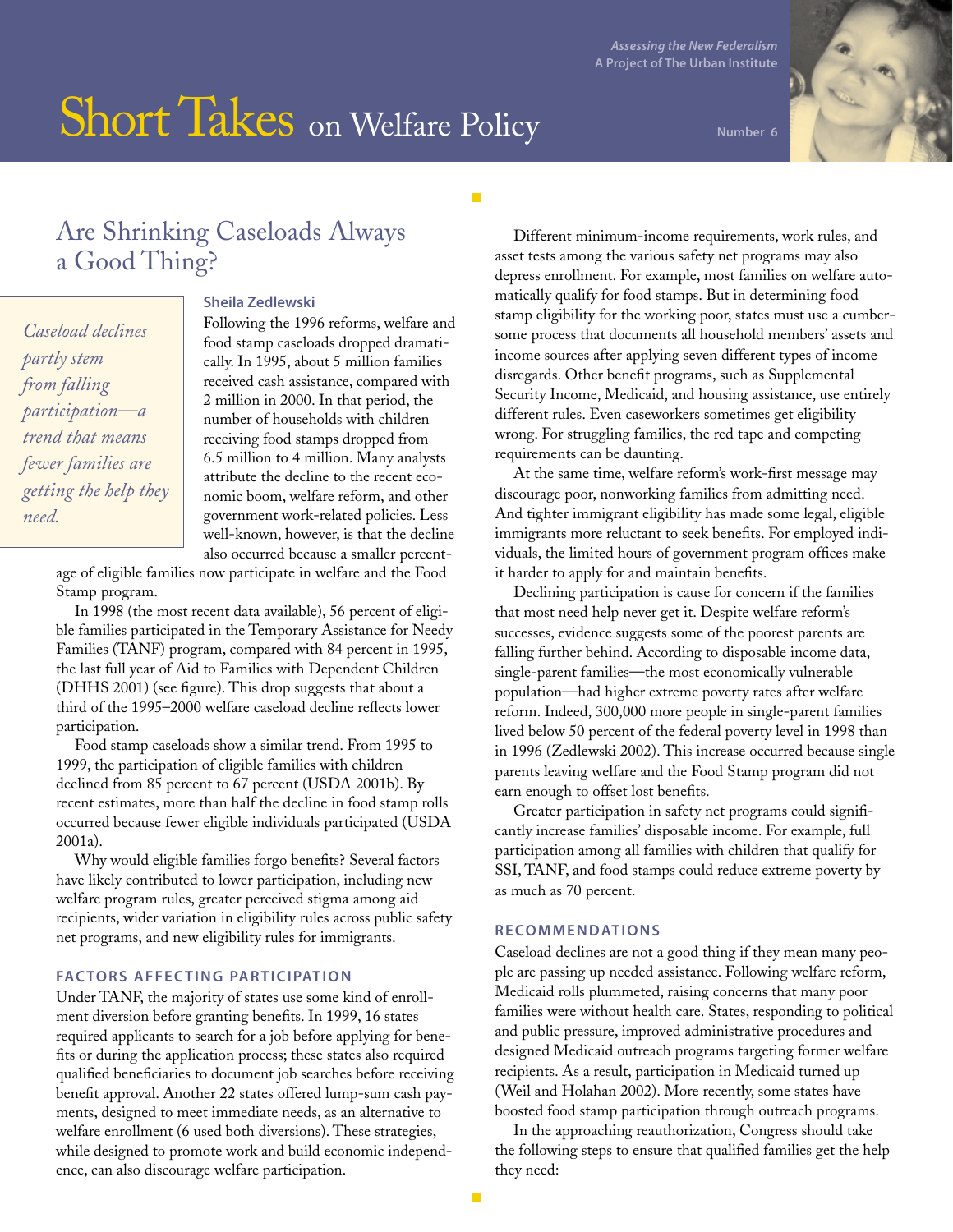*Assessing the New Federalism*
**A Project of The Urban Institute**

# Short Takes on Welfare Policy

Number 6

## Are Shrinking Caseloads Always a Good Thing?

*Caseload declines partly stem from falling participation—a trend that means fewer families are getting the help they need.*

**Sheila Zedlewski**

Following the 1996 reforms, welfare and food stamp caseloads dropped dramatically. In 1995, about 5 million families received cash assistance, compared with 2 million in 2000. In that period, the number of households with children receiving food stamps dropped from 6.5 million to 4 million. Many analysts attribute the decline to the recent economic boom, welfare reform, and other government work-related policies. Less well-known, however, is that the decline also occurred because a smaller percentage of eligible families now participate in welfare and the Food Stamp program.

In 1998 (the most recent data available), 56 percent of eligible families participated in the Temporary Assistance for Needy Families (TANF) program, compared with 84 percent in 1995, the last full year of Aid to Families with Dependent Children (DHHS 2001) (see figure). This drop suggests that about a third of the 1995–2000 welfare caseload decline reflects lower participation.

Food stamp caseloads show a similar trend. From 1995 to 1999, the participation of eligible families with children declined from 85 percent to 67 percent (USDA 2001b). By recent estimates, more than half the decline in food stamp rolls occurred because fewer eligible individuals participated (USDA 2001a).

Why would eligible families forgo benefits? Several factors have likely contributed to lower participation, including new welfare program rules, greater perceived stigma among aid recipients, wider variation in eligibility rules across public safety net programs, and new eligibility rules for immigrants.

### FACTORS AFFECTING PARTICIPATION

Under TANF, the majority of states use some kind of enrollment diversion before granting benefits. In 1999, 16 states required applicants to search for a job before applying for benefits or during the application process; these states also required qualified beneficiaries to document job searches before receiving benefit approval. Another 22 states offered lump-sum cash payments, designed to meet immediate needs, as an alternative to welfare enrollment (6 used both diversions). These strategies, while designed to promote work and build economic independence, can also discourage welfare participation.

Different minimum-income requirements, work rules, and asset tests among the various safety net programs may also depress enrollment. For example, most families on welfare automatically qualify for food stamps. But in determining food stamp eligibility for the working poor, states must use a cumbersome process that documents all household members' assets and income sources after applying seven different types of income disregards. Other benefit programs, such as Supplemental Security Income, Medicaid, and housing assistance, use entirely different rules. Even caseworkers sometimes get eligibility wrong. For struggling families, the red tape and competing requirements can be daunting.

At the same time, welfare reform's work-first message may discourage poor, nonworking families from admitting need. And tighter immigrant eligibility has made some legal, eligible immigrants more reluctant to seek benefits. For employed individuals, the limited hours of government program offices make it harder to apply for and maintain benefits.

Declining participation is cause for concern if the families that most need help never get it. Despite welfare reform's successes, evidence suggests some of the poorest parents are falling further behind. According to disposable income data, single-parent families—the most economically vulnerable population—had higher extreme poverty rates after welfare reform. Indeed, 300,000 more people in single-parent families lived below 50 percent of the federal poverty level in 1998 than in 1996 (Zedlewski 2002). This increase occurred because single parents leaving welfare and the Food Stamp program did not earn enough to offset lost benefits.

Greater participation in safety net programs could significantly increase families' disposable income. For example, full participation among all families with children that qualify for SSI, TANF, and food stamps could reduce extreme poverty by as much as 70 percent.

### RECOMMENDATIONS

Caseload declines are not a good thing if they mean many people are passing up needed assistance. Following welfare reform, Medicaid rolls plummeted, raising concerns that many poor families were without health care. States, responding to political and public pressure, improved administrative procedures and designed Medicaid outreach programs targeting former welfare recipients. As a result, participation in Medicaid turned up (Weil and Holahan 2002). More recently, some states have boosted food stamp participation through outreach programs.

In the approaching reauthorization, Congress should take the following steps to ensure that qualified families get the help they need: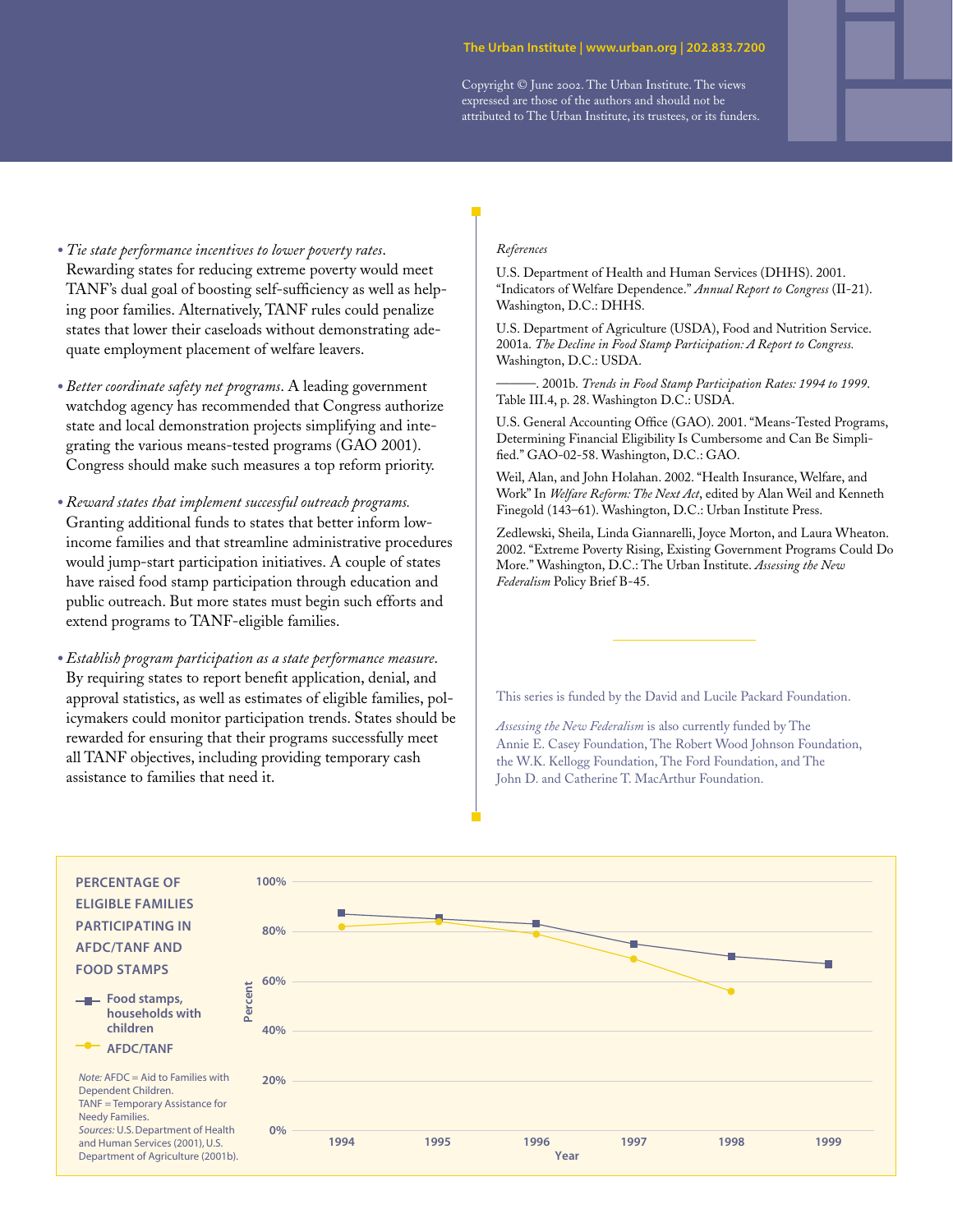The Urban Institute | www.urban.org | 202.833.7200

Copyright © June 2002. The Urban Institute. The views expressed are those of the authors and should not be attributed to The Urban Institute, its trustees, or its funders.

- *Tie the state performance incentives to lower poverty rates*. Rewarding states for reducing extreme poverty would meet TANF's dual goal of boosting self-sufficiency as well as helping poor families. Alternatively, TANF rules could penalize states that lower their caseloads without demonstrating adequate employment placement of welfare leavers.

- *Better coordinate safety net programs*. A leading government watchdog agency has recommended that Congress authorize state and local demonstration projects simplifying and integrating the various means-tested programs (GAO 2001). Congress should make such measures a top reform priority.

- *Reward states that implement successful outreach programs.* Granting additional funds to states that better inform low-income families and that streamline administrative procedures would jump-start participation initiatives. A couple of states have raised food stamp participation through education and public outreach. But more states must begin such efforts and extend programs to TANF-eligible families.

- *Establish program participation as a state performance measure*. By requiring states to report benefit application, denial, and approval statistics, as well as estimates of eligible families, policymakers could monitor participation trends. States should be rewarded for ensuring that their programs successfully meet all TANF objectives, including providing temporary cash assistance to families that need it.

*References*

U.S. Department of Health and Human Services (DHHS). 2001. "Indicators of Welfare Dependence." *Annual Report to Congress* (II-21). Washington, D.C.: DHHS.

U.S. Department of Agriculture (USDA), Food and Nutrition Service. 2001a. *The Decline in Food Stamp Participation: A Report to Congress.* Washington, D.C.: USDA.

———. 2001b. *Trends in Food Stamp Participation Rates: 1994 to 1999.* Table III.4, p. 28. Washington D.C.: USDA.

U.S. General Accounting Office (GAO). 2001. "Means-Tested Programs, Determining Financial Eligibility Is Cumbersome and Can Be Simplified." GAO-02-58. Washington, D.C.: GAO.

Weil, Alan, and John Holahan. 2002. "Health Insurance, Welfare, and Work" In *Welfare Reform: The Next Act*, edited by Alan Weil and Kenneth Finegold (143–61). Washington, D.C.: Urban Institute Press.

Zedlewski, Sheila, Linda Giannarelli, Joyce Morton, and Laura Wheaton. 2002. "Extreme Poverty Rising, Existing Government Programs Could Do More." Washington, D.C.: The Urban Institute. *Assessing the New Federalism* Policy Brief B-45.

This series is funded by the David and Lucile Packard Foundation.

*Assessing the New Federalism* is also currently funded by The Annie E. Casey Foundation, The Robert Wood Johnson Foundation, the W.K. Kellogg Foundation, The Ford Foundation, and The John D. and Catherine T. MacArthur Foundation.

**PERCENTAGE OF ELIGIBLE FAMILIES PARTICIPATING IN AFDC/TANF AND FOOD STAMPS**

Food stamps, households with children

AFDC/TANF

Percent

100%
80%
60%
40%
20%
0%

1994 1995 1996 1997 1998 1999

Year

*Note:* AFDC = Aid to Families with Dependent Children.
TANF = Temporary Assistance for Needy Families.
*Sources:* U.S. Department of Health and Human Services (2001), U.S. Department of Agriculture (2001b).